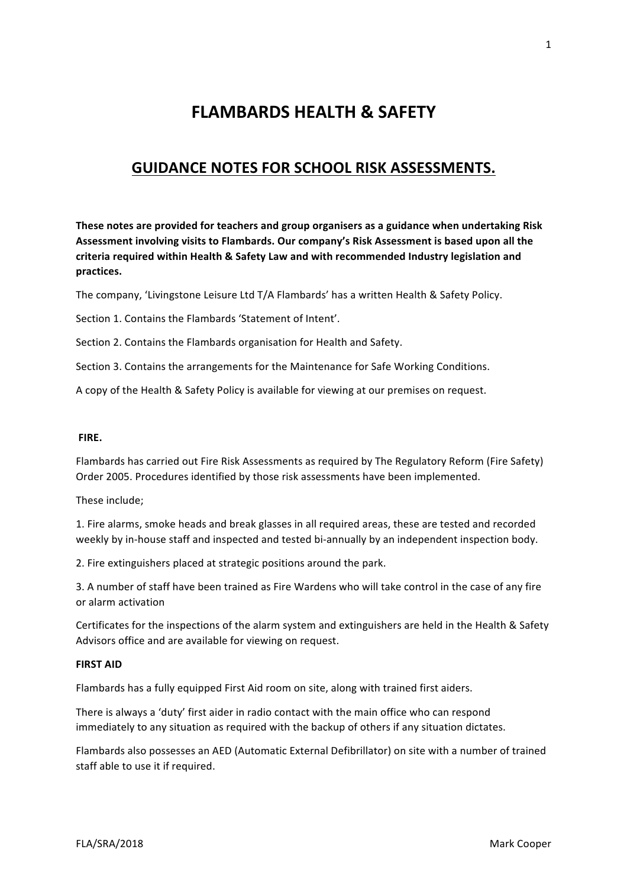# FLAMBARDS HEALTH & SAFETY

## GUIDANCE NOTES FOR SCHOOL RISK ASSESSMENTS.

**These notes are provided for teachers and group organisers as a guidance when undertaking Risk Assessment involving visits to Flambards. Our company's Risk Assessment is based upon all the criteria required within Health & Safety Law and with recommended Industry legislation and practices.**

The company, 'Livingstone Leisure Ltd T/A Flambards' has a written Health & Safety Policy.

Section 1. Contains the Flambards 'Statement of Intent'.

Section 2. Contains the Flambards organisation for Health and Safety.

Section 3. Contains the arrangements for the Maintenance for Safe Working Conditions.

A copy of the Health & Safety Policy is available for viewing at our premises on request.

**FIRE.**

Flambards has carried out Fire Risk Assessments as required by The Regulatory Reform (Fire Safety) Order 2005. Procedures identified by those risk assessments have been implemented.

These include;

1. Fire alarms, smoke heads and break glasses in all required areas, these are tested and recorded weekly by in-house staff and inspected and tested bi-annually by an independent inspection body.

2. Fire extinguishers placed at strategic positions around the park.

3. A number of staff have been trained as Fire Wardens who will take control in the case of any fire or alarm activation

Certificates for the inspections of the alarm system and extinguishers are held in the Health & Safety Advisors office and are available for viewing on request.

**FIRST AID**

Flambards has a fully equipped First Aid room on site, along with trained first aiders.

There is always a 'duty' first aider in radio contact with the main office who can respond immediately to any situation as required with the backup of others if any situation dictates.

Flambards also possesses an AED (Automatic External Defibrillator) on site with a number of trained staff able to use it if required.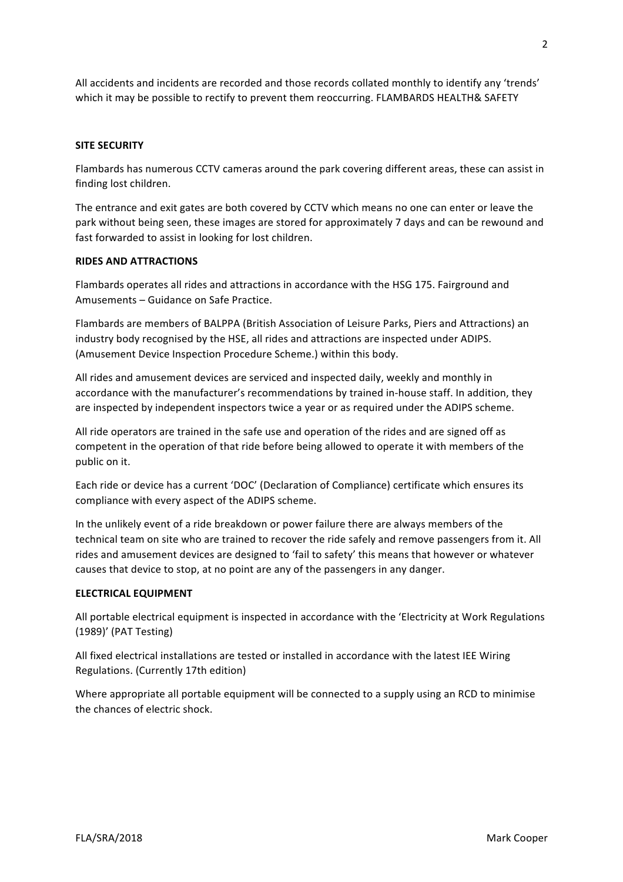All accidents and incidents are recorded and those records collated monthly to identify any 'trends' which it may be possible to rectify to prevent them reoccurring. FLAMBARDS HEALTH& SAFETY

**SITE SECURITY**

Flambards has numerous CCTV cameras around the park covering different areas, these can assist in finding lost children.

The entrance and exit gates are both covered by CCTV which means no one can enter or leave the park without being seen, these images are stored for approximately 7 days and can be rewound and fast forwarded to assist in looking for lost children.

**RIDES AND ATTRACTIONS**

Flambards operates all rides and attractions in accordance with the HSG 175. Fairground and Amusements – Guidance on Safe Practice.

Flambards are members of BALPPA (British Association of Leisure Parks, Piers and Attractions) an industry body recognised by the HSE, all rides and attractions are inspected under ADIPS. (Amusement Device Inspection Procedure Scheme.) within this body.

All rides and amusement devices are serviced and inspected daily, weekly and monthly in accordance with the manufacturer's recommendations by trained in-house staff. In addition, they are inspected by independent inspectors twice a year or as required under the ADIPS scheme.

All ride operators are trained in the safe use and operation of the rides and are signed off as competent in the operation of that ride before being allowed to operate it with members of the public on it.

Each ride or device has a current 'DOC' (Declaration of Compliance) certificate which ensures its compliance with every aspect of the ADIPS scheme.

In the unlikely event of a ride breakdown or power failure there are always members of the technical team on site who are trained to recover the ride safely and remove passengers from it. All rides and amusement devices are designed to 'fail to safety' this means that however or whatever causes that device to stop, at no point are any of the passengers in any danger.

**ELECTRICAL EQUIPMENT**

All portable electrical equipment is inspected in accordance with the 'Electricity at Work Regulations (1989)' (PAT Testing)

All fixed electrical installations are tested or installed in accordance with the latest IEE Wiring Regulations. (Currently 17th edition)

Where appropriate all portable equipment will be connected to a supply using an RCD to minimise the chances of electric shock.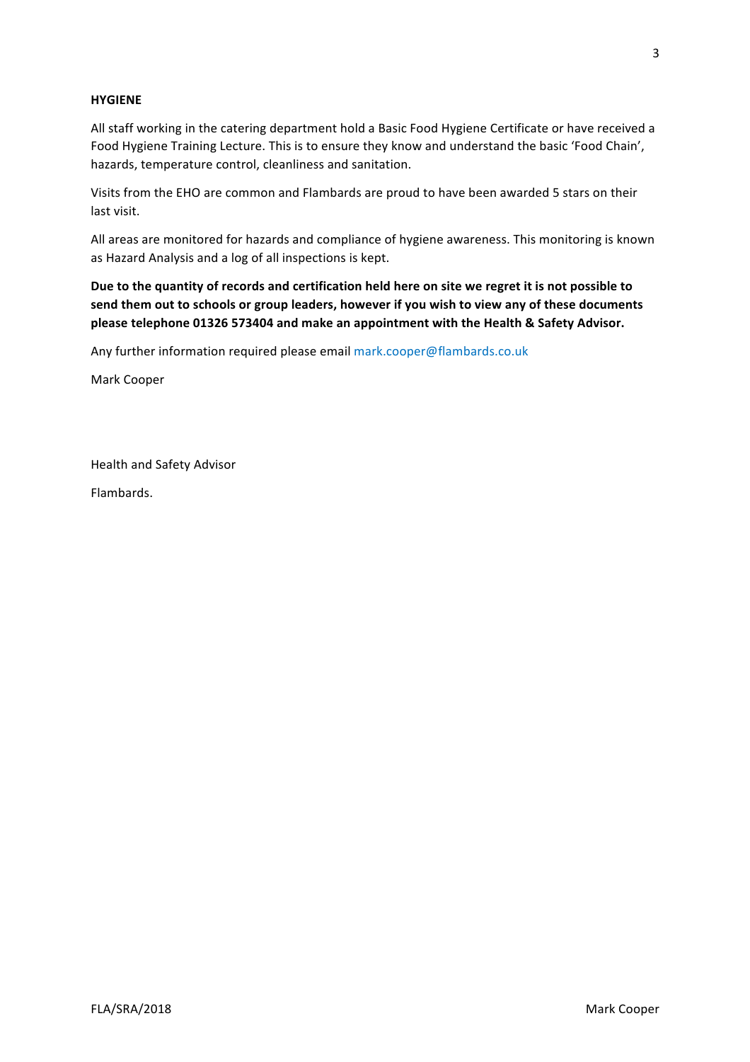**HYGIENE**

All staff working in the catering department hold a Basic Food Hygiene Certificate or have received a Food Hygiene Training Lecture. This is to ensure they know and understand the basic 'Food Chain', hazards, temperature control, cleanliness and sanitation.

Visits from the EHO are common and Flambards are proud to have been awarded 5 stars on their last visit.

All areas are monitored for hazards and compliance of hygiene awareness. This monitoring is known as Hazard Analysis and a log of all inspections is kept.

**Due to the quantity of records and certification held here on site we regret it is not possible to send them out to schools or group leaders, however if you wish to view any of these documents please telephone 01326 573404 and make an appointment with the Health & Safety Advisor.**

Any further information required please email mark.cooper@flambards.co.uk

Mark Cooper

Health and Safety Advisor

Flambards.